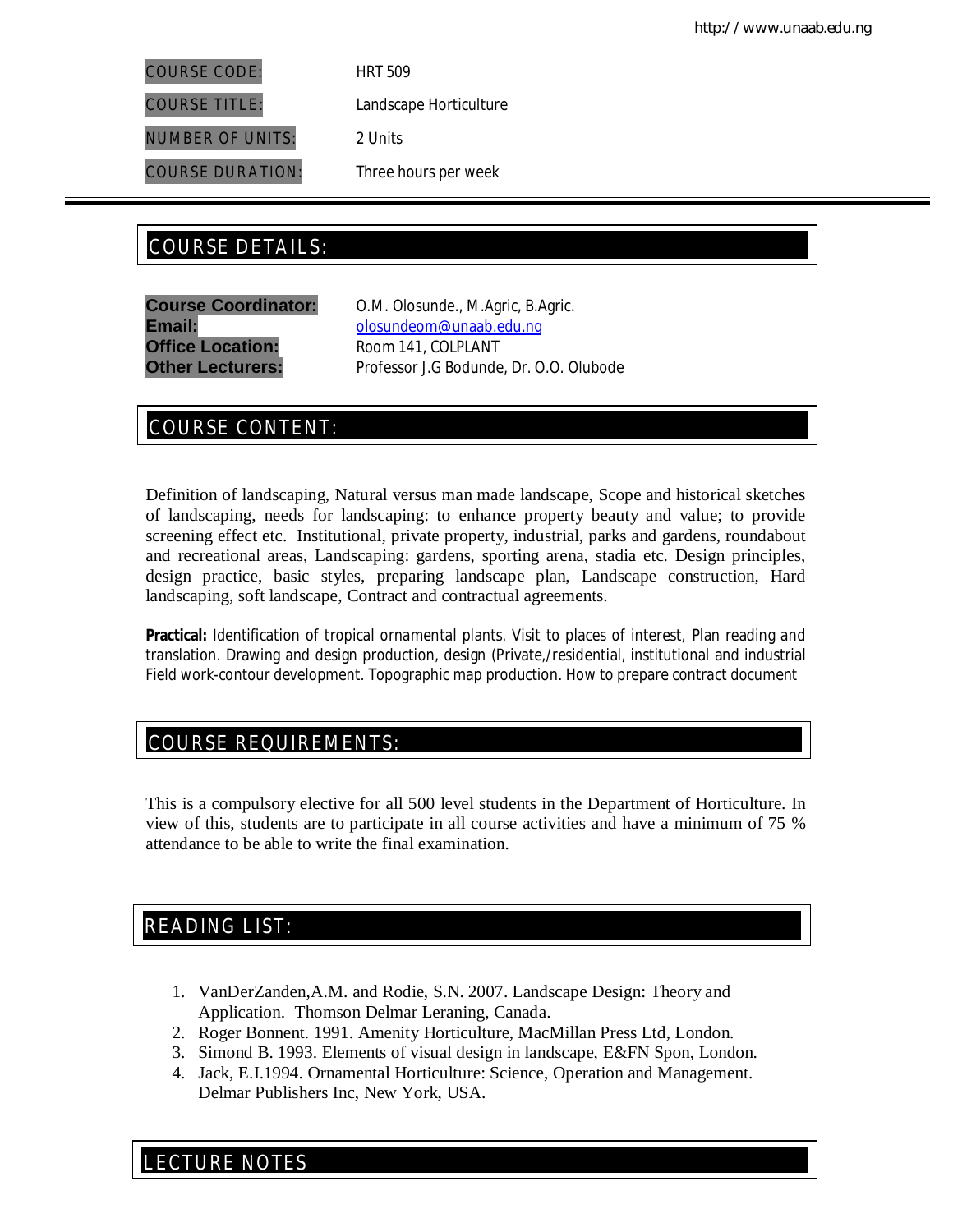| | |
|---|---|
| COURSE CODE: | HRT 509 |
| COURSE TITLE: | Landscape Horticulture |
| NUMBER OF UNITS: | 2 Units |
| COURSE DURATION: | Three hours per week |

## COURSE DETAILS:

**Course Coordinator:** O.M. Olosunde., M.Agric, B.Agric.
**Email:** olosundeom@unaab.edu.ng
**Office Location:** Room 141, COLPLANT
**Other Lecturers:** Professor J.G Bodunde, Dr. O.O. Olubode

## COURSE CONTENT:

Definition of landscaping, Natural versus man made landscape, Scope and historical sketches of landscaping, needs for landscaping: to enhance property beauty and value; to provide screening effect etc. Institutional, private property, industrial, parks and gardens, roundabout and recreational areas, Landscaping: gardens, sporting arena, stadia etc. Design principles, design practice, basic styles, preparing landscape plan, Landscape construction, Hard landscaping, soft landscape, Contract and contractual agreements.

**Practical:** Identification of tropical ornamental plants. Visit to places of interest, Plan reading and translation. Drawing and design production, design (Private,/residential, institutional and industrial Field work-contour development. Topographic map production. How to prepare contract document

## COURSE REQUIREMENTS:

This is a compulsory elective for all 500 level students in the Department of Horticulture. In view of this, students are to participate in all course activities and have a minimum of 75 % attendance to be able to write the final examination.

## READING LIST:

1. VanDerZanden,A.M. and Rodie, S.N. 2007. Landscape Design: Theory and Application. Thomson Delmar Leraning, Canada.
2. Roger Bonnent. 1991. Amenity Horticulture, MacMillan Press Ltd, London.
3. Simond B. 1993. Elements of visual design in landscape, E&FN Spon, London.
4. Jack, E.I.1994. Ornamental Horticulture: Science, Operation and Management. Delmar Publishers Inc, New York, USA.

## LECTURE NOTES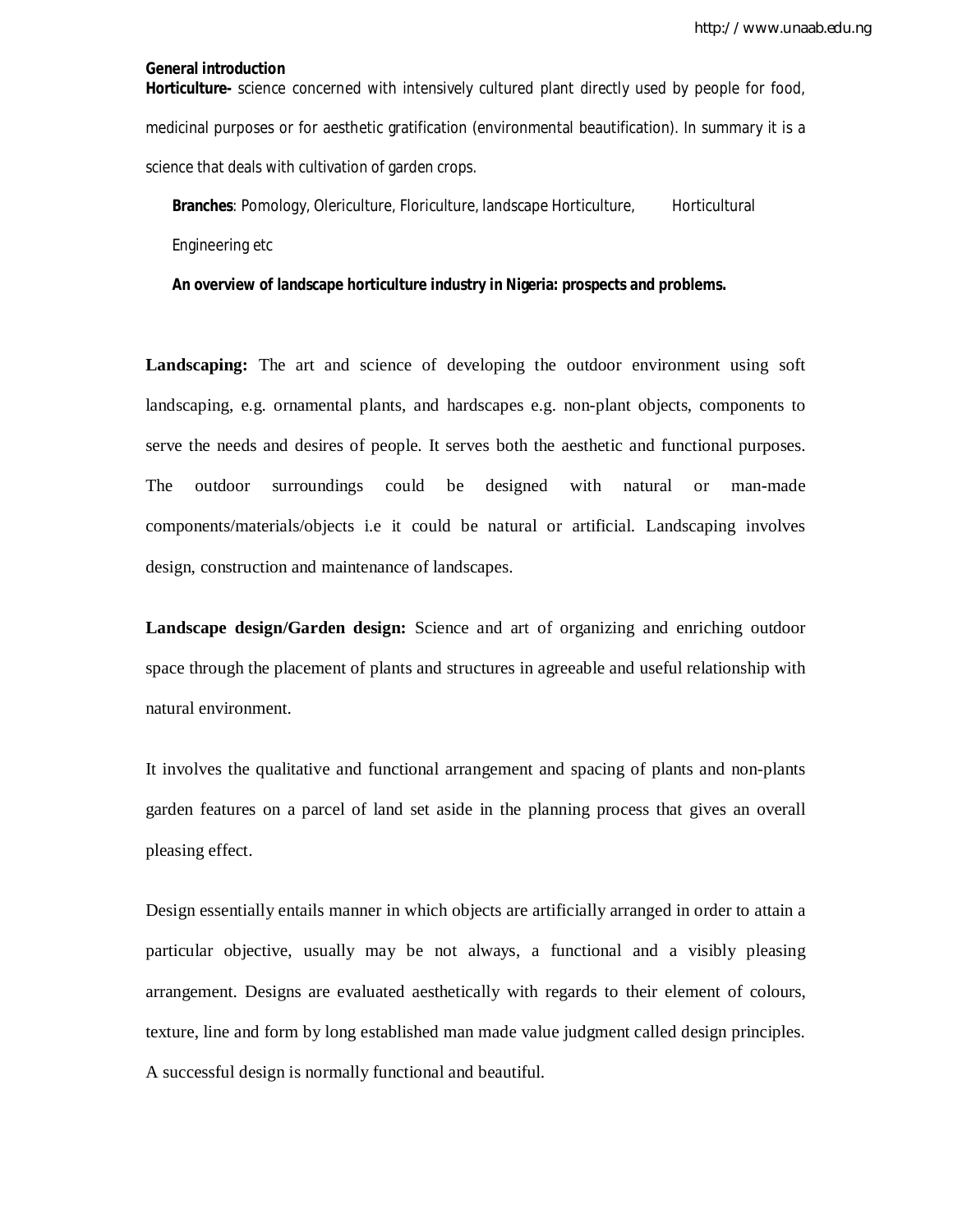**General introduction**

**Horticulture-** science concerned with intensively cultured plant directly used by people for food, medicinal purposes or for aesthetic gratification (environmental beautification). In summary it is a science that deals with cultivation of garden crops.

**Branches**: Pomology, Olericulture, Floriculture, landscape Horticulture, Horticultural Engineering etc

**An overview of landscape horticulture industry in Nigeria: prospects and problems.**

**Landscaping:** The art and science of developing the outdoor environment using soft landscaping, e.g. ornamental plants, and hardscapes e.g. non-plant objects, components to serve the needs and desires of people. It serves both the aesthetic and functional purposes. The outdoor surroundings could be designed with natural or man-made components/materials/objects i.e it could be natural or artificial. Landscaping involves design, construction and maintenance of landscapes.

**Landscape design/Garden design:** Science and art of organizing and enriching outdoor space through the placement of plants and structures in agreeable and useful relationship with natural environment.

It involves the qualitative and functional arrangement and spacing of plants and non-plants garden features on a parcel of land set aside in the planning process that gives an overall pleasing effect.

Design essentially entails manner in which objects are artificially arranged in order to attain a particular objective, usually may be not always, a functional and a visibly pleasing arrangement. Designs are evaluated aesthetically with regards to their element of colours, texture, line and form by long established man made value judgment called design principles. A successful design is normally functional and beautiful.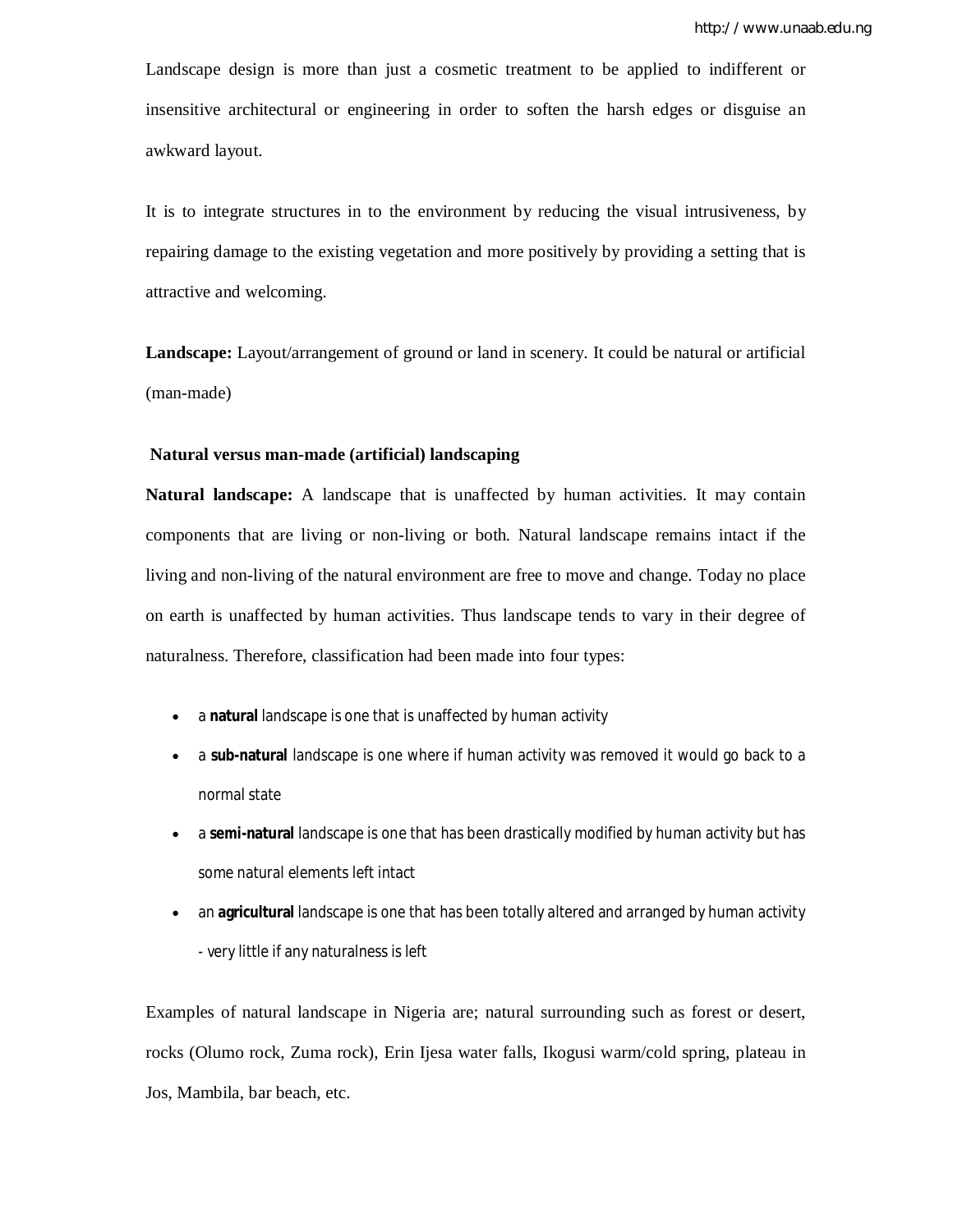Landscape design is more than just a cosmetic treatment to be applied to indifferent or insensitive architectural or engineering in order to soften the harsh edges or disguise an awkward layout.

It is to integrate structures in to the environment by reducing the visual intrusiveness, by repairing damage to the existing vegetation and more positively by providing a setting that is attractive and welcoming.

**Landscape:** Layout/arrangement of ground or land in scenery. It could be natural or artificial (man-made)

**Natural versus man-made (artificial) landscaping**

**Natural landscape:** A landscape that is unaffected by human activities. It may contain components that are living or non-living or both. Natural landscape remains intact if the living and non-living of the natural environment are free to move and change. Today no place on earth is unaffected by human activities. Thus landscape tends to vary in their degree of naturalness. Therefore, classification had been made into four types:

- a **natural** landscape is one that is unaffected by human activity
- a **sub-natural** landscape is one where if human activity was removed it would go back to a normal state
- a **semi-natural** landscape is one that has been drastically modified by human activity but has some natural elements left intact
- an **agricultural** landscape is one that has been totally altered and arranged by human activity - very little if any naturalness is left

Examples of natural landscape in Nigeria are; natural surrounding such as forest or desert, rocks (Olumo rock, Zuma rock), Erin Ijesa water falls, Ikogusi warm/cold spring, plateau in Jos, Mambila, bar beach, etc.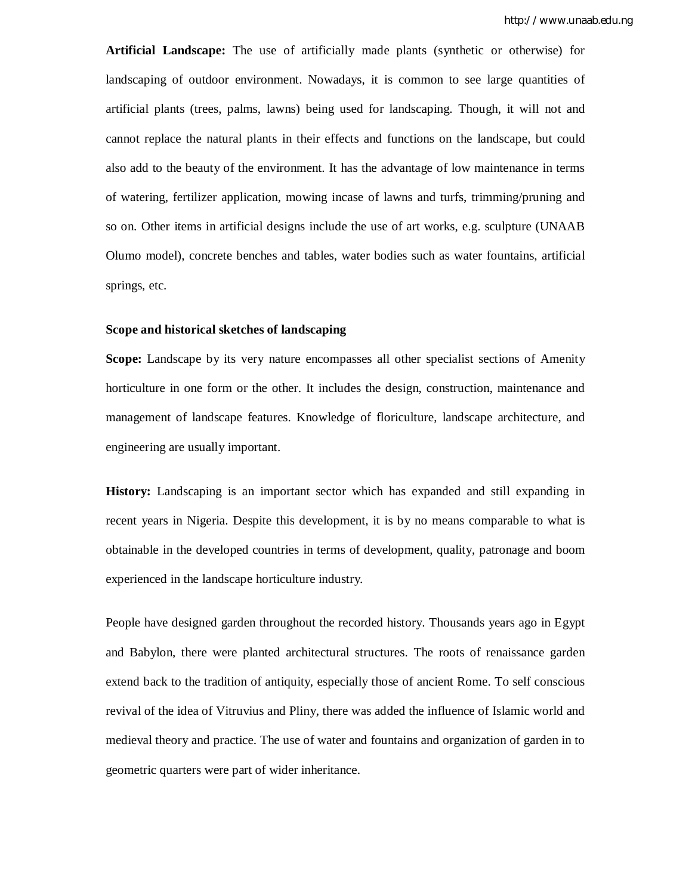**Artificial Landscape:** The use of artificially made plants (synthetic or otherwise) for landscaping of outdoor environment. Nowadays, it is common to see large quantities of artificial plants (trees, palms, lawns) being used for landscaping. Though, it will not and cannot replace the natural plants in their effects and functions on the landscape, but could also add to the beauty of the environment. It has the advantage of low maintenance in terms of watering, fertilizer application, mowing incase of lawns and turfs, trimming/pruning and so on. Other items in artificial designs include the use of art works, e.g. sculpture (UNAAB Olumo model), concrete benches and tables, water bodies such as water fountains, artificial springs, etc.

## Scope and historical sketches of landscaping

**Scope:** Landscape by its very nature encompasses all other specialist sections of Amenity horticulture in one form or the other. It includes the design, construction, maintenance and management of landscape features. Knowledge of floriculture, landscape architecture, and engineering are usually important.

**History:** Landscaping is an important sector which has expanded and still expanding in recent years in Nigeria. Despite this development, it is by no means comparable to what is obtainable in the developed countries in terms of development, quality, patronage and boom experienced in the landscape horticulture industry.

People have designed garden throughout the recorded history. Thousands years ago in Egypt and Babylon, there were planted architectural structures. The roots of renaissance garden extend back to the tradition of antiquity, especially those of ancient Rome. To self conscious revival of the idea of Vitruvius and Pliny, there was added the influence of Islamic world and medieval theory and practice. The use of water and fountains and organization of garden in to geometric quarters were part of wider inheritance.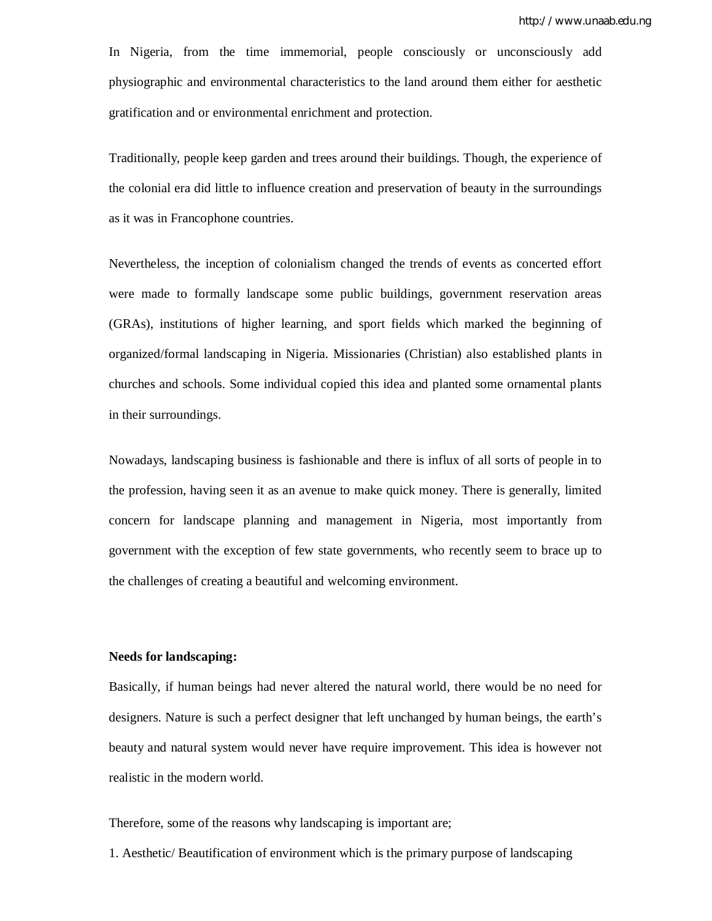In Nigeria, from the time immemorial, people consciously or unconsciously add physiographic and environmental characteristics to the land around them either for aesthetic gratification and or environmental enrichment and protection.

Traditionally, people keep garden and trees around their buildings. Though, the experience of the colonial era did little to influence creation and preservation of beauty in the surroundings as it was in Francophone countries.

Nevertheless, the inception of colonialism changed the trends of events as concerted effort were made to formally landscape some public buildings, government reservation areas (GRAs), institutions of higher learning, and sport fields which marked the beginning of organized/formal landscaping in Nigeria. Missionaries (Christian) also established plants in churches and schools. Some individual copied this idea and planted some ornamental plants in their surroundings.

Nowadays, landscaping business is fashionable and there is influx of all sorts of people in to the profession, having seen it as an avenue to make quick money. There is generally, limited concern for landscape planning and management in Nigeria, most importantly from government with the exception of few state governments, who recently seem to brace up to the challenges of creating a beautiful and welcoming environment.

**Needs for landscaping:**

Basically, if human beings had never altered the natural world, there would be no need for designers. Nature is such a perfect designer that left unchanged by human beings, the earth's beauty and natural system would never have require improvement. This idea is however not realistic in the modern world.

Therefore, some of the reasons why landscaping is important are;

1. Aesthetic/ Beautification of environment which is the primary purpose of landscaping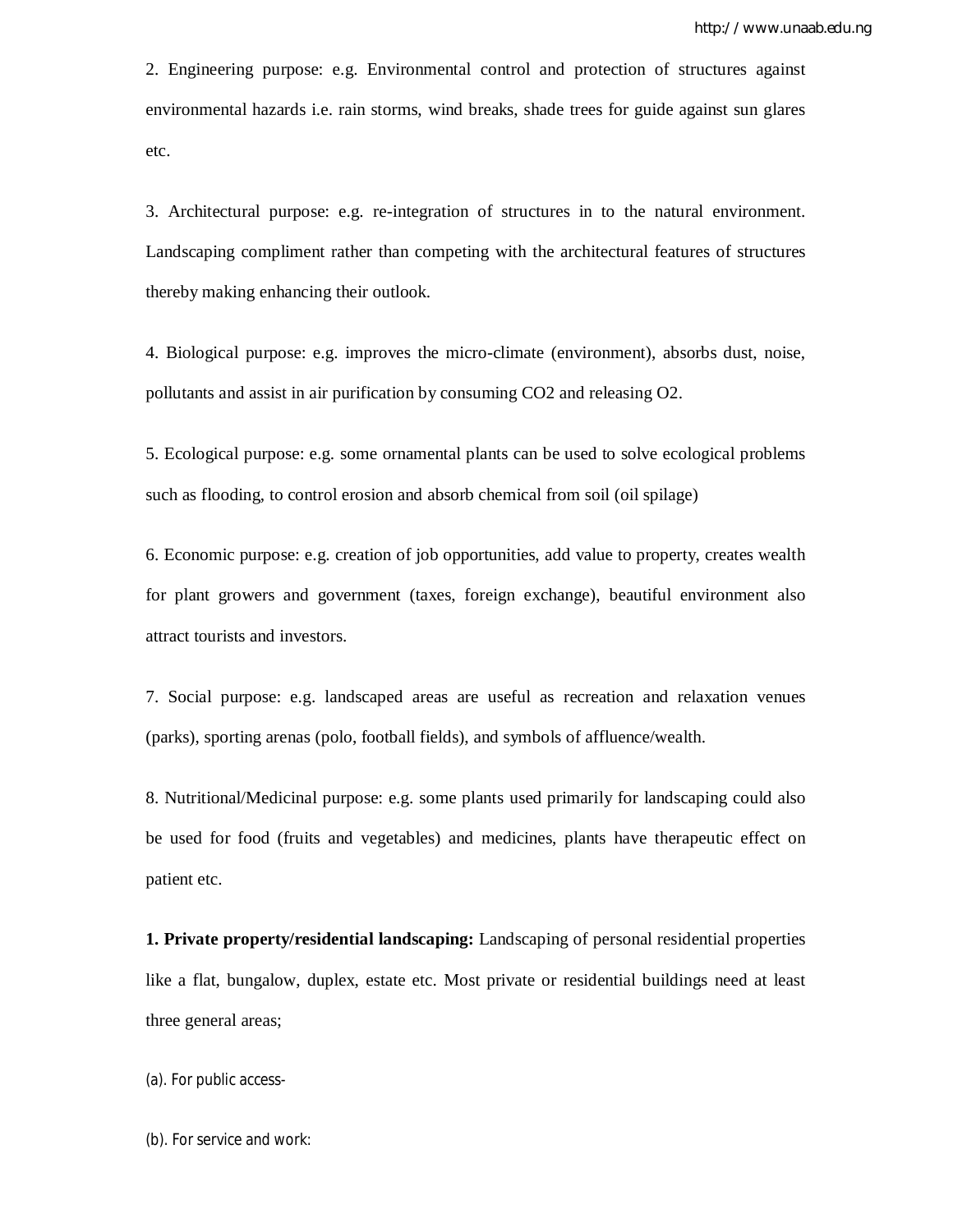2. Engineering purpose: e.g. Environmental control and protection of structures against environmental hazards i.e. rain storms, wind breaks, shade trees for guide against sun glares etc.

3. Architectural purpose: e.g. re-integration of structures in to the natural environment. Landscaping compliment rather than competing with the architectural features of structures thereby making enhancing their outlook.

4. Biological purpose: e.g. improves the micro-climate (environment), absorbs dust, noise, pollutants and assist in air purification by consuming $CO_2$ and releasing $O_2$.

5. Ecological purpose: e.g. some ornamental plants can be used to solve ecological problems such as flooding, to control erosion and absorb chemical from soil (oil spilage)

6. Economic purpose: e.g. creation of job opportunities, add value to property, creates wealth for plant growers and government (taxes, foreign exchange), beautiful environment also attract tourists and investors.

7. Social purpose: e.g. landscaped areas are useful as recreation and relaxation venues (parks), sporting arenas (polo, football fields), and symbols of affluence/wealth.

8. Nutritional/Medicinal purpose: e.g. some plants used primarily for landscaping could also be used for food (fruits and vegetables) and medicines, plants have therapeutic effect on patient etc.

**1. Private property/residential landscaping:** Landscaping of personal residential properties like a flat, bungalow, duplex, estate etc. Most private or residential buildings need at least three general areas;

(a). For public access-

(b). For service and work: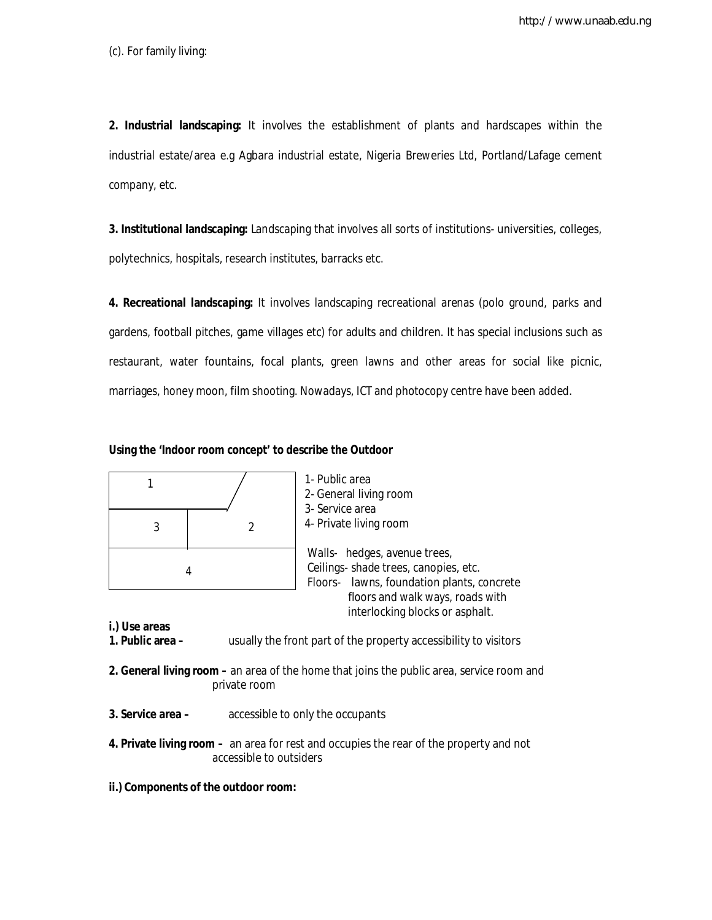(c). For family living:

**2. Industrial landscaping:** It involves the establishment of plants and hardscapes within the industrial estate/area e.g Agbara industrial estate, Nigeria Breweries Ltd, Portland/Lafage cement company, etc.

**3. Institutional landscaping:** Landscaping that involves all sorts of institutions- universities, colleges, polytechnics, hospitals, research institutes, barracks etc.

**4. Recreational landscaping:** It involves landscaping recreational arenas (polo ground, parks and gardens, football pitches, game villages etc) for adults and children. It has special inclusions such as restaurant, water fountains, focal plants, green lawns and other areas for social like picnic, marriages, honey moon, film shooting. Nowadays, ICT and photocopy centre have been added.

**Using the 'Indoor room concept' to describe the Outdoor**

| 1 | |
|---|---|
| 3 | 2 |
| 4 | |

1- Public area
2- General living room
3- Service area
4- Private living room

Walls- hedges, avenue trees,
Ceilings- shade trees, canopies, etc.
Floors- lawns, foundation plants, concrete floors and walk ways, roads with interlocking blocks or asphalt.

**i.) Use areas**

**1. Public area –** usually the front part of the property accessibility to visitors

**2. General living room –** an area of the home that joins the public area, service room and private room

**3. Service area –** accessible to only the occupants

**4. Private living room –** an area for rest and occupies the rear of the property and not accessible to outsiders

**ii.) Components of the outdoor room:**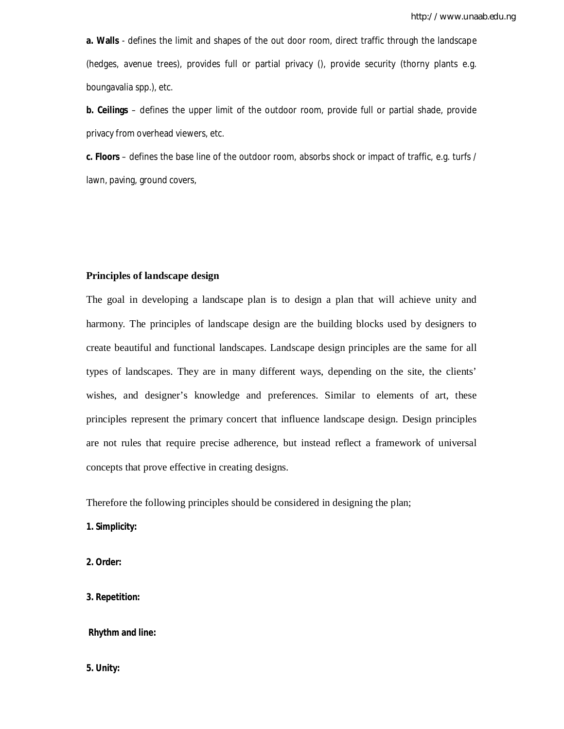**a. Walls** - defines the limit and shapes of the out door room, direct traffic through the landscape (hedges, avenue trees), provides full or partial privacy (), provide security (thorny plants e.g. boungavalia spp.), etc.

**b. Ceilings** – defines the upper limit of the outdoor room, provide full or partial shade, provide privacy from overhead viewers, etc.

**c. Floors** – defines the base line of the outdoor room, absorbs shock or impact of traffic, e.g. turfs / lawn, paving, ground covers,

### Principles of landscape design

The goal in developing a landscape plan is to design a plan that will achieve unity and harmony. The principles of landscape design are the building blocks used by designers to create beautiful and functional landscapes. Landscape design principles are the same for all types of landscapes. They are in many different ways, depending on the site, the clients' wishes, and designer's knowledge and preferences. Similar to elements of art, these principles represent the primary concert that influence landscape design. Design principles are not rules that require precise adherence, but instead reflect a framework of universal concepts that prove effective in creating designs.

Therefore the following principles should be considered in designing the plan;

**1. Simplicity:**

**2. Order:**

**3. Repetition:**

**Rhythm and line:**

**5. Unity:**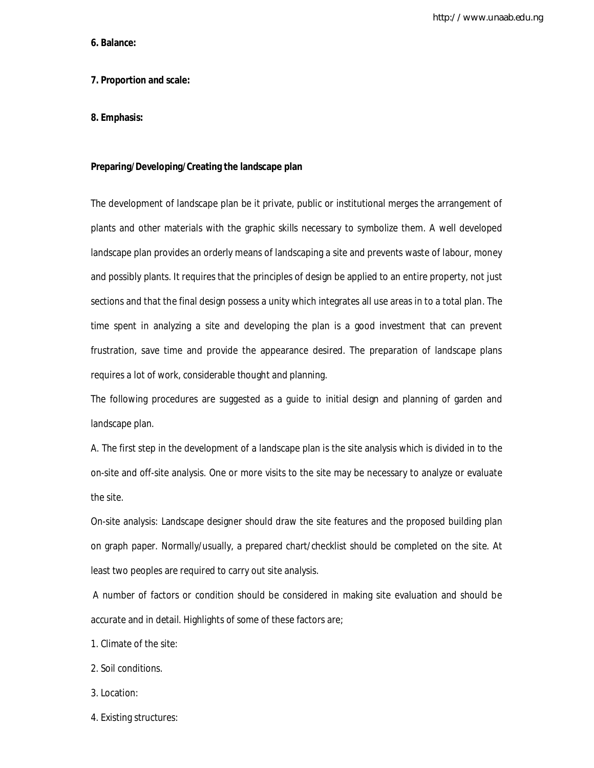**6. Balance:**

**7. Proportion and scale:**

**8. Emphasis:**

**Preparing/Developing/Creating the landscape plan**

The development of landscape plan be it private, public or institutional merges the arrangement of plants and other materials with the graphic skills necessary to symbolize them. A well developed landscape plan provides an orderly means of landscaping a site and prevents waste of labour, money and possibly plants. It requires that the principles of design be applied to an entire property, not just sections and that the final design possess a unity which integrates all use areas in to a total plan. The time spent in analyzing a site and developing the plan is a good investment that can prevent frustration, save time and provide the appearance desired. The preparation of landscape plans requires a lot of work, considerable thought and planning.

The following procedures are suggested as a guide to initial design and planning of garden and landscape plan.

A. The first step in the development of a landscape plan is the site analysis which is divided in to the on-site and off-site analysis. One or more visits to the site may be necessary to analyze or evaluate the site.

On-site analysis: Landscape designer should draw the site features and the proposed building plan on graph paper. Normally/usually, a prepared chart/checklist should be completed on the site. At least two peoples are required to carry out site analysis.

A number of factors or condition should be considered in making site evaluation and should be accurate and in detail. Highlights of some of these factors are;

1. Climate of the site:

2. Soil conditions.

3. Location:

4. Existing structures: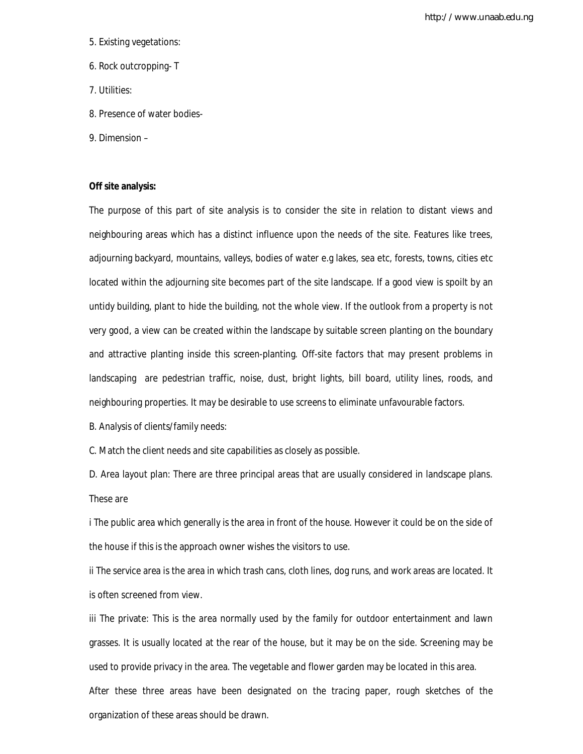5. Existing vegetations:

6. Rock outcropping- T

7. Utilities:

8. Presence of water bodies-

9. Dimension –

**Off site analysis:**

The purpose of this part of site analysis is to consider the site in relation to distant views and neighbouring areas which has a distinct influence upon the needs of the site. Features like trees, adjourning backyard, mountains, valleys, bodies of water e.g lakes, sea etc, forests, towns, cities etc located within the adjourning site becomes part of the site landscape. If a good view is spoilt by an untidy building, plant to hide the building, not the whole view. If the outlook from a property is not very good, a view can be created within the landscape by suitable screen planting on the boundary and attractive planting inside this screen-planting. Off-site factors that may present problems in landscaping are pedestrian traffic, noise, dust, bright lights, bill board, utility lines, roods, and neighbouring properties. It may be desirable to use screens to eliminate unfavourable factors.

B. Analysis of clients/family needs:

C. Match the client needs and site capabilities as closely as possible.

D. Area layout plan: There are three principal areas that are usually considered in landscape plans. These are

i The public area which generally is the area in front of the house. However it could be on the side of the house if this is the approach owner wishes the visitors to use.

ii The service area is the area in which trash cans, cloth lines, dog runs, and work areas are located. It is often screened from view.

iii The private: This is the area normally used by the family for outdoor entertainment and lawn grasses. It is usually located at the rear of the house, but it may be on the side. Screening may be used to provide privacy in the area. The vegetable and flower garden may be located in this area.

After these three areas have been designated on the tracing paper, rough sketches of the organization of these areas should be drawn.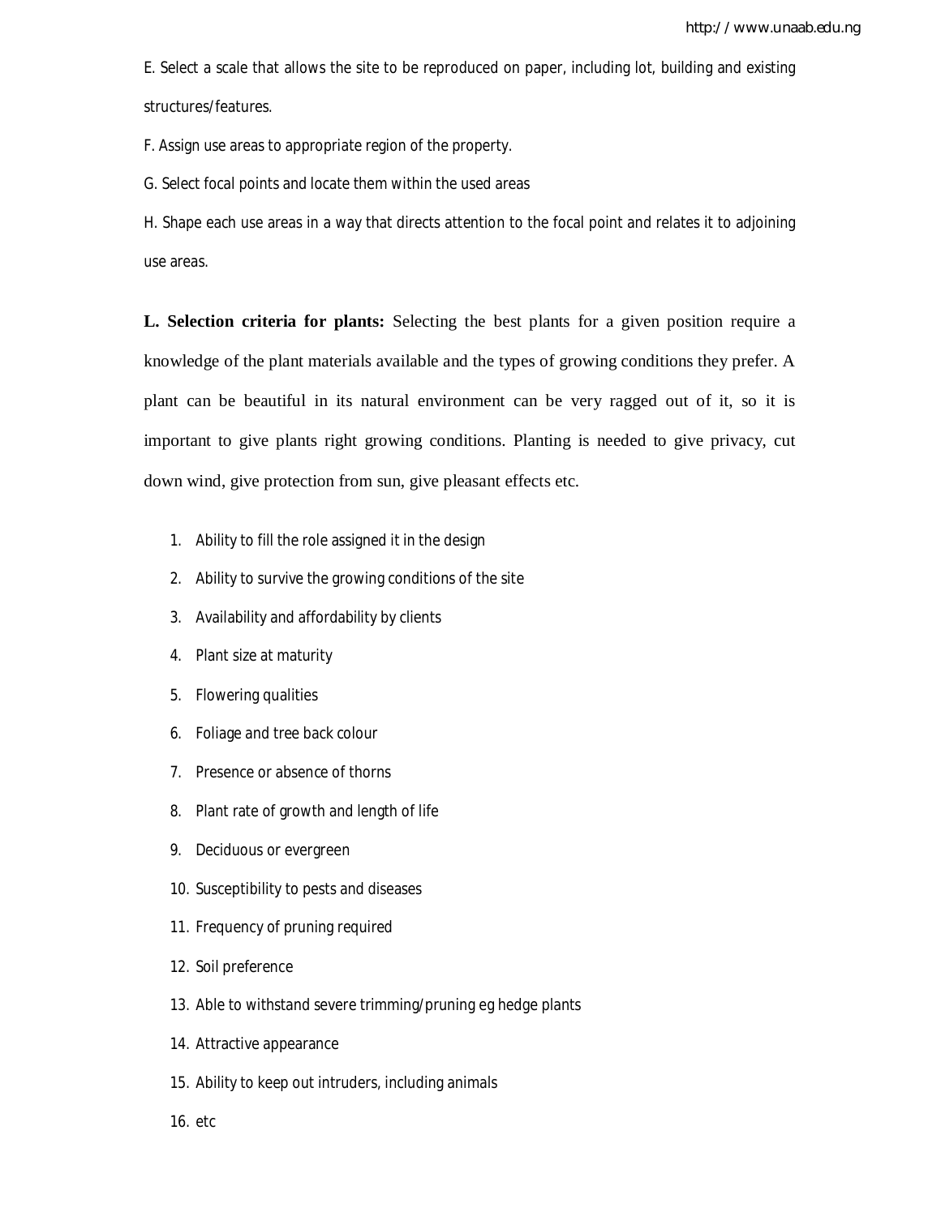E. Select a scale that allows the site to be reproduced on paper, including lot, building and existing structures/features.

F. Assign use areas to appropriate region of the property.

G. Select focal points and locate them within the used areas

H. Shape each use areas in a way that directs attention to the focal point and relates it to adjoining use areas.

**L. Selection criteria for plants:** Selecting the best plants for a given position require a knowledge of the plant materials available and the types of growing conditions they prefer. A plant can be beautiful in its natural environment can be very ragged out of it, so it is important to give plants right growing conditions. Planting is needed to give privacy, cut down wind, give protection from sun, give pleasant effects etc.

1. Ability to fill the role assigned it in the design
2. Ability to survive the growing conditions of the site
3. Availability and affordability by clients
4. Plant size at maturity
5. Flowering qualities
6. Foliage and tree back colour
7. Presence or absence of thorns
8. Plant rate of growth and length of life
9. Deciduous or evergreen
10. Susceptibility to pests and diseases
11. Frequency of pruning required
12. Soil preference
13. Able to withstand severe trimming/pruning eg hedge plants
14. Attractive appearance
15. Ability to keep out intruders, including animals
16. etc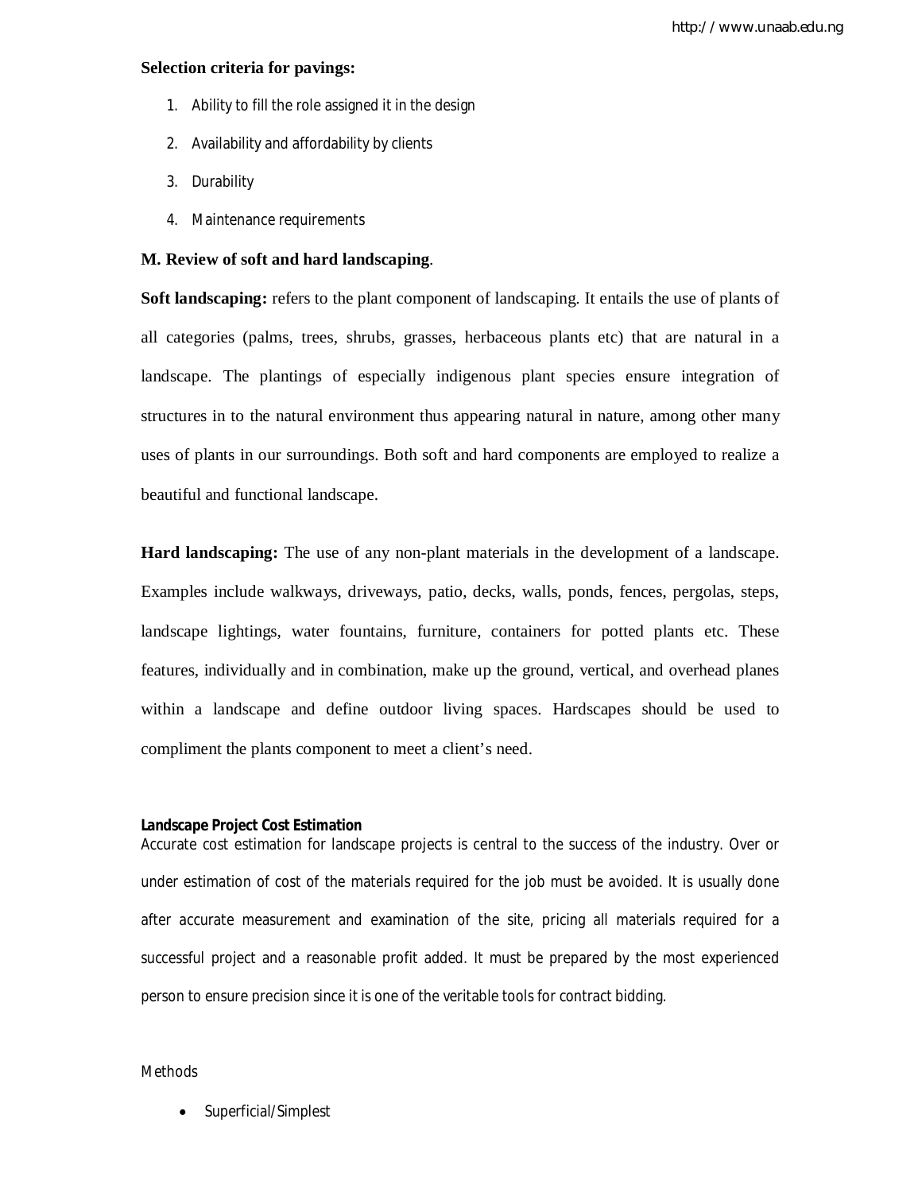**Selection criteria for pavings:**

1. Ability to fill the role assigned it in the design
2. Availability and affordability by clients
3. Durability
4. Maintenance requirements

**M. Review of soft and hard landscaping**.

**Soft landscaping:** refers to the plant component of landscaping. It entails the use of plants of all categories (palms, trees, shrubs, grasses, herbaceous plants etc) that are natural in a landscape. The plantings of especially indigenous plant species ensure integration of structures in to the natural environment thus appearing natural in nature, among other many uses of plants in our surroundings. Both soft and hard components are employed to realize a beautiful and functional landscape.

**Hard landscaping:** The use of any non-plant materials in the development of a landscape. Examples include walkways, driveways, patio, decks, walls, ponds, fences, pergolas, steps, landscape lightings, water fountains, furniture, containers for potted plants etc. These features, individually and in combination, make up the ground, vertical, and overhead planes within a landscape and define outdoor living spaces. Hardscapes should be used to compliment the plants component to meet a client's need.

**Landscape Project Cost Estimation**

Accurate cost estimation for landscape projects is central to the success of the industry. Over or under estimation of cost of the materials required for the job must be avoided. It is usually done after accurate measurement and examination of the site, pricing all materials required for a successful project and a reasonable profit added. It must be prepared by the most experienced person to ensure precision since it is one of the veritable tools for contract bidding.

Methods

- Superficial/Simplest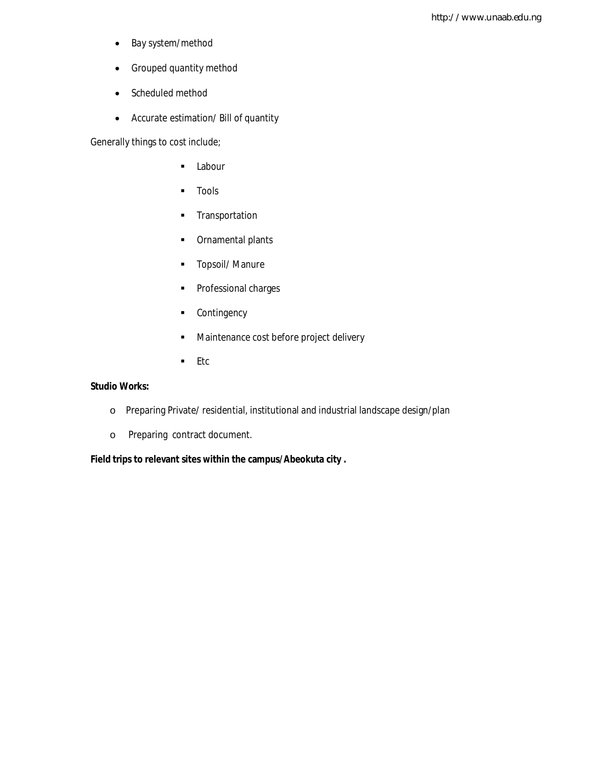- Bay system/method
- Grouped quantity method
- Scheduled method
- Accurate estimation/ Bill of quantity

Generally things to cost include;

- Labour
- Tools
- Transportation
- Ornamental plants
- Topsoil/ Manure
- Professional charges
- Contingency
- Maintenance cost before project delivery
- Etc

**Studio Works:**

- Preparing Private/ residential, institutional and industrial landscape design/plan
- Preparing contract document.

**Field trips to relevant sites within the campus/Abeokuta city .**